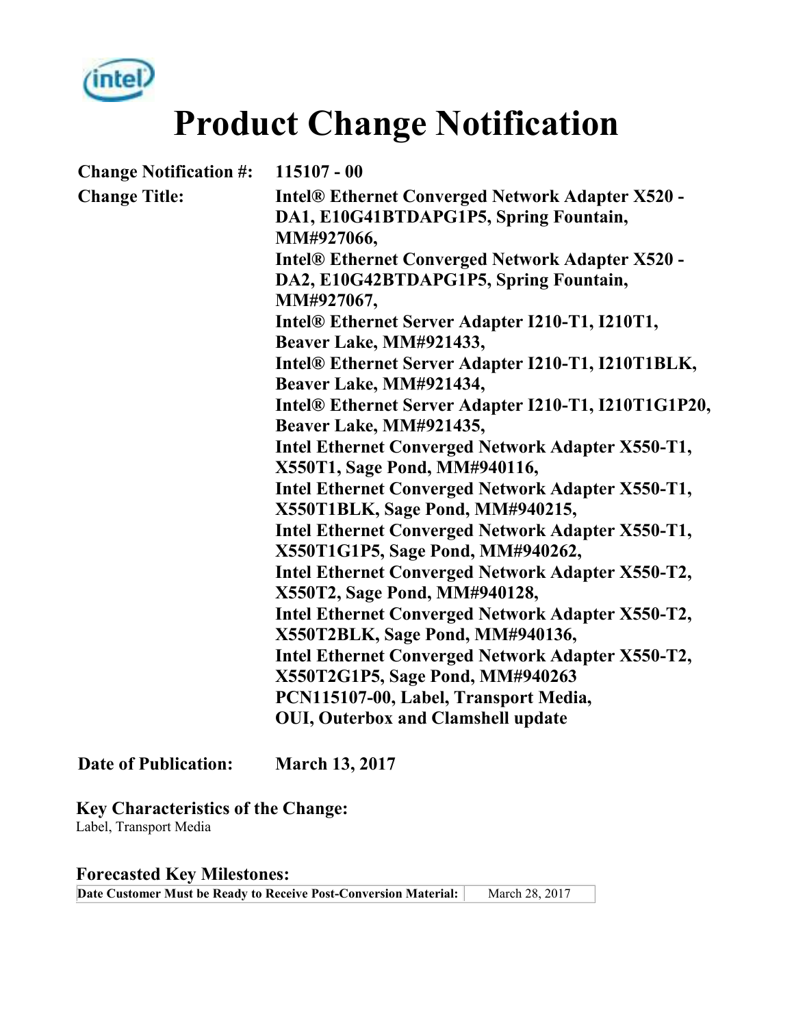# Product Change Notification

**Change Notification #:** 115107 - 00

**Change Title:** Intel® Ethernet Converged Network Adapter X520 - DA1, E10G41BTDAPG1P5, Spring Fountain, MM#927066,
Intel® Ethernet Converged Network Adapter X520 - DA2, E10G42BTDAPG1P5, Spring Fountain, MM#927067,
Intel® Ethernet Server Adapter I210-T1, I210T1, Beaver Lake, MM#921433,
Intel® Ethernet Server Adapter I210-T1, I210T1BLK, Beaver Lake, MM#921434,
Intel® Ethernet Server Adapter I210-T1, I210T1G1P20, Beaver Lake, MM#921435,
Intel Ethernet Converged Network Adapter X550-T1, X550T1, Sage Pond, MM#940116,
Intel Ethernet Converged Network Adapter X550-T1, X550T1BLK, Sage Pond, MM#940215,
Intel Ethernet Converged Network Adapter X550-T1, X550T1G1P5, Sage Pond, MM#940262,
Intel Ethernet Converged Network Adapter X550-T2, X550T2, Sage Pond, MM#940128,
Intel Ethernet Converged Network Adapter X550-T2, X550T2BLK, Sage Pond, MM#940136,
Intel Ethernet Converged Network Adapter X550-T2, X550T2G1P5, Sage Pond, MM#940263
PCN115107-00, Label, Transport Media, OUI, Outerbox and Clamshell update

**Date of Publication:** March 13, 2017

## Key Characteristics of the Change:

Label, Transport Media

## Forecasted Key Milestones:

| Date Customer Must be Ready to Receive Post-Conversion Material: | March 28, 2017 |
| --- | --- |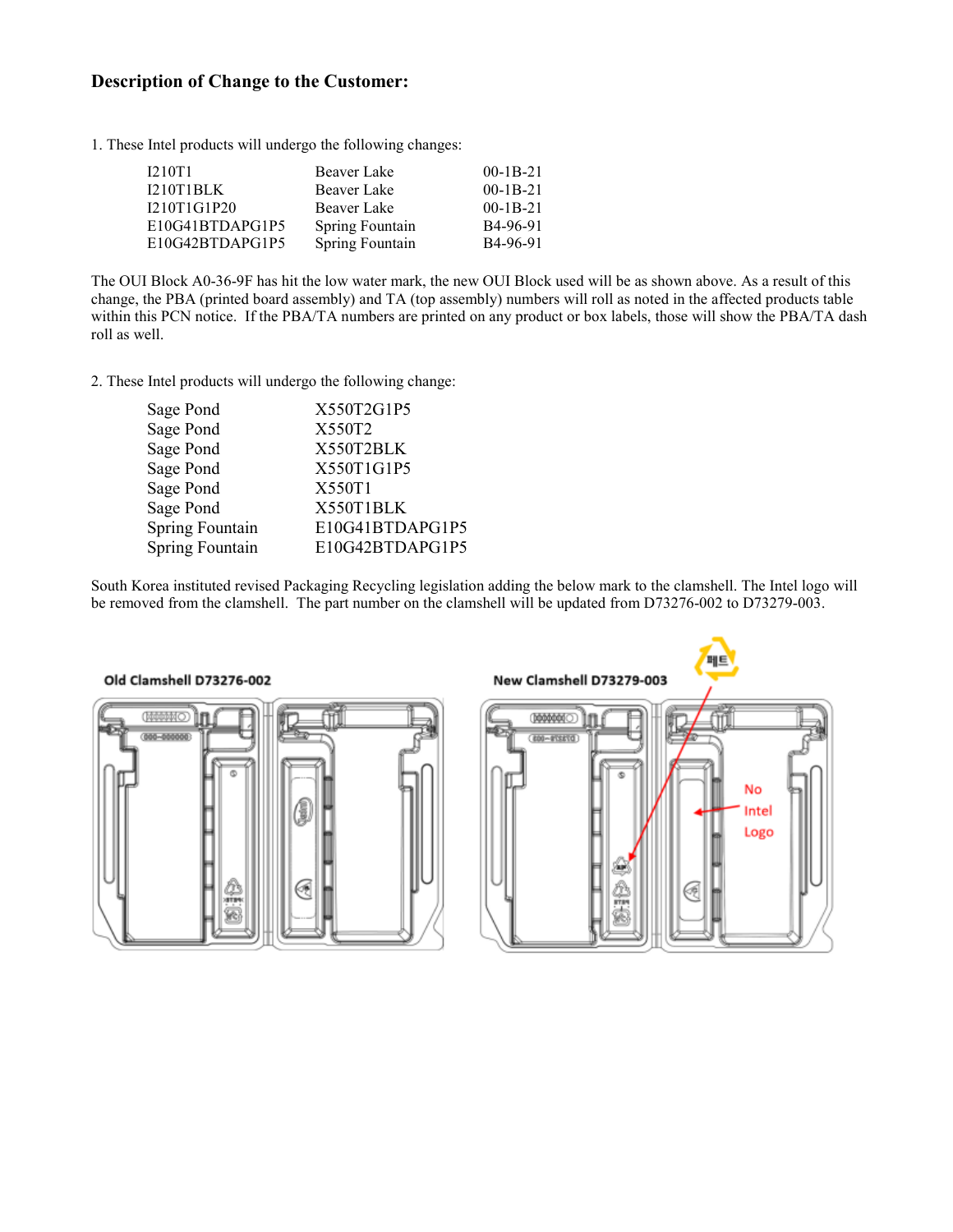## Description of Change to the Customer:

1. These Intel products will undergo the following changes:

| | | |
|---|---|---|
| I210T1 | Beaver Lake | 00-1B-21 |
| I210T1BLK | Beaver Lake | 00-1B-21 |
| I210T1G1P20 | Beaver Lake | 00-1B-21 |
| E10G41BTDAPG1P5 | Spring Fountain | B4-96-91 |
| E10G42BTDAPG1P5 | Spring Fountain | B4-96-91 |

The OUI Block A0-36-9F has hit the low water mark, the new OUI Block used will be as shown above. As a result of this change, the PBA (printed board assembly) and TA (top assembly) numbers will roll as noted in the affected products table within this PCN notice. If the PBA/TA numbers are printed on any product or box labels, those will show the PBA/TA dash roll as well.

2. These Intel products will undergo the following change:

| | |
|---|---|
| Sage Pond | X550T2G1P5 |
| Sage Pond | X550T2 |
| Sage Pond | X550T2BLK |
| Sage Pond | X550T1G1P5 |
| Sage Pond | X550T1 |
| Sage Pond | X550T1BLK |
| Spring Fountain | E10G41BTDAPG1P5 |
| Spring Fountain | E10G42BTDAPG1P5 |

South Korea instituted revised Packaging Recycling legislation adding the below mark to the clamshell. The Intel logo will be removed from the clamshell. The part number on the clamshell will be updated from D73276-002 to D73279-003.

Old Clamshell D73276-002

New Clamshell D73279-003

No Intel Logo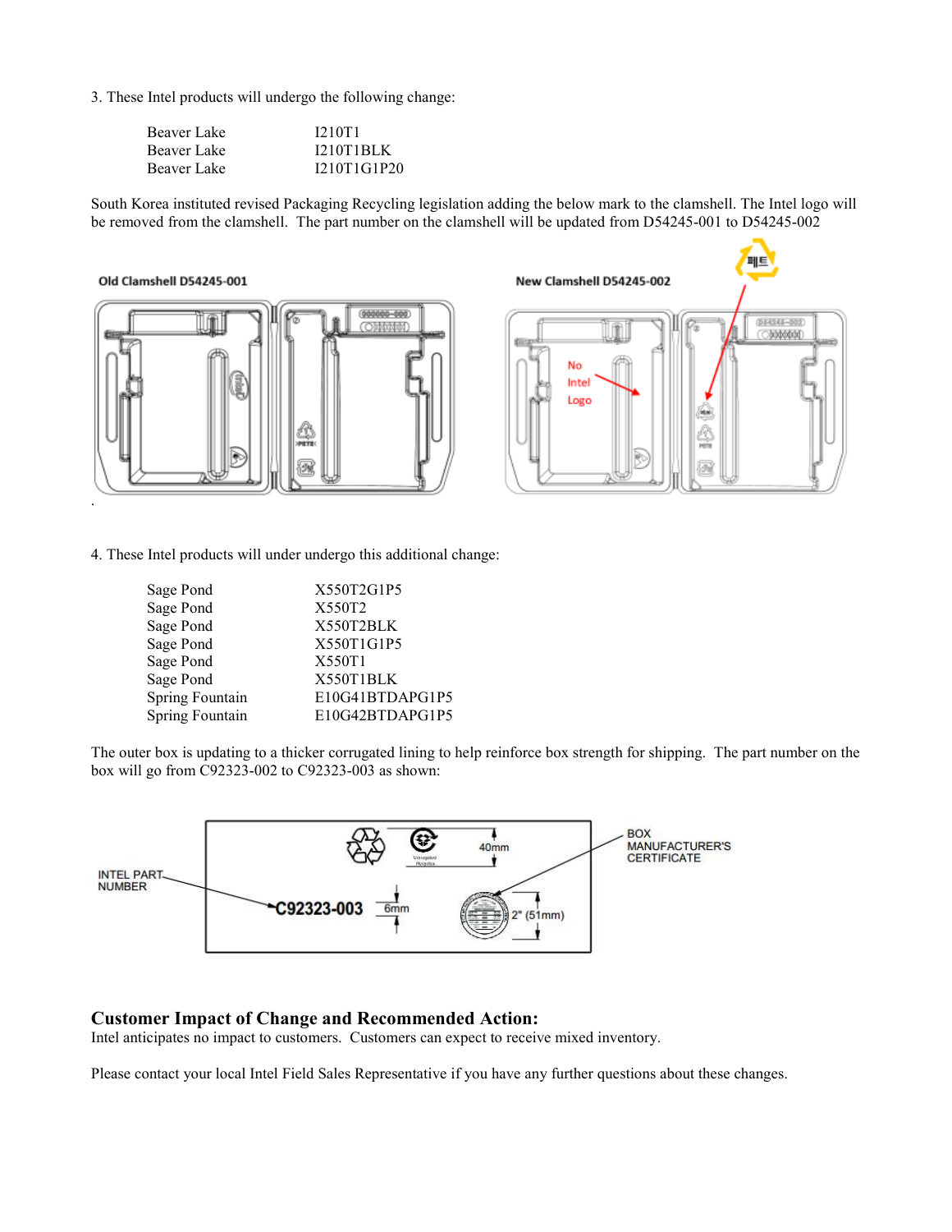3. These Intel products will undergo the following change:

| | |
|---|---|
| Beaver Lake | I210T1 |
| Beaver Lake | I210T1BLK |
| Beaver Lake | I210T1G1P20 |

South Korea instituted revised Packaging Recycling legislation adding the below mark to the clamshell. The Intel logo will be removed from the clamshell. The part number on the clamshell will be updated from D54245-001 to D54245-002

Old Clamshell D54245-001

New Clamshell D54245-002

No Intel Logo

4. These Intel products will under undergo this additional change:

| | |
|---|---|
| Sage Pond | X550T2G1P5 |
| Sage Pond | X550T2 |
| Sage Pond | X550T2BLK |
| Sage Pond | X550T1G1P5 |
| Sage Pond | X550T1 |
| Sage Pond | X550T1BLK |
| Spring Fountain | E10G41BTDAPG1P5 |
| Spring Fountain | E10G42BTDAPG1P5 |

The outer box is updating to a thicker corrugated lining to help reinforce box strength for shipping. The part number on the box will go from C92323-002 to C92323-003 as shown:

INTEL PART NUMBER — C92323-003 — 6mm — 40mm — 2" (51mm) — BOX MANUFACTURER'S CERTIFICATE

## Customer Impact of Change and Recommended Action:

Intel anticipates no impact to customers. Customers can expect to receive mixed inventory.

Please contact your local Intel Field Sales Representative if you have any further questions about these changes.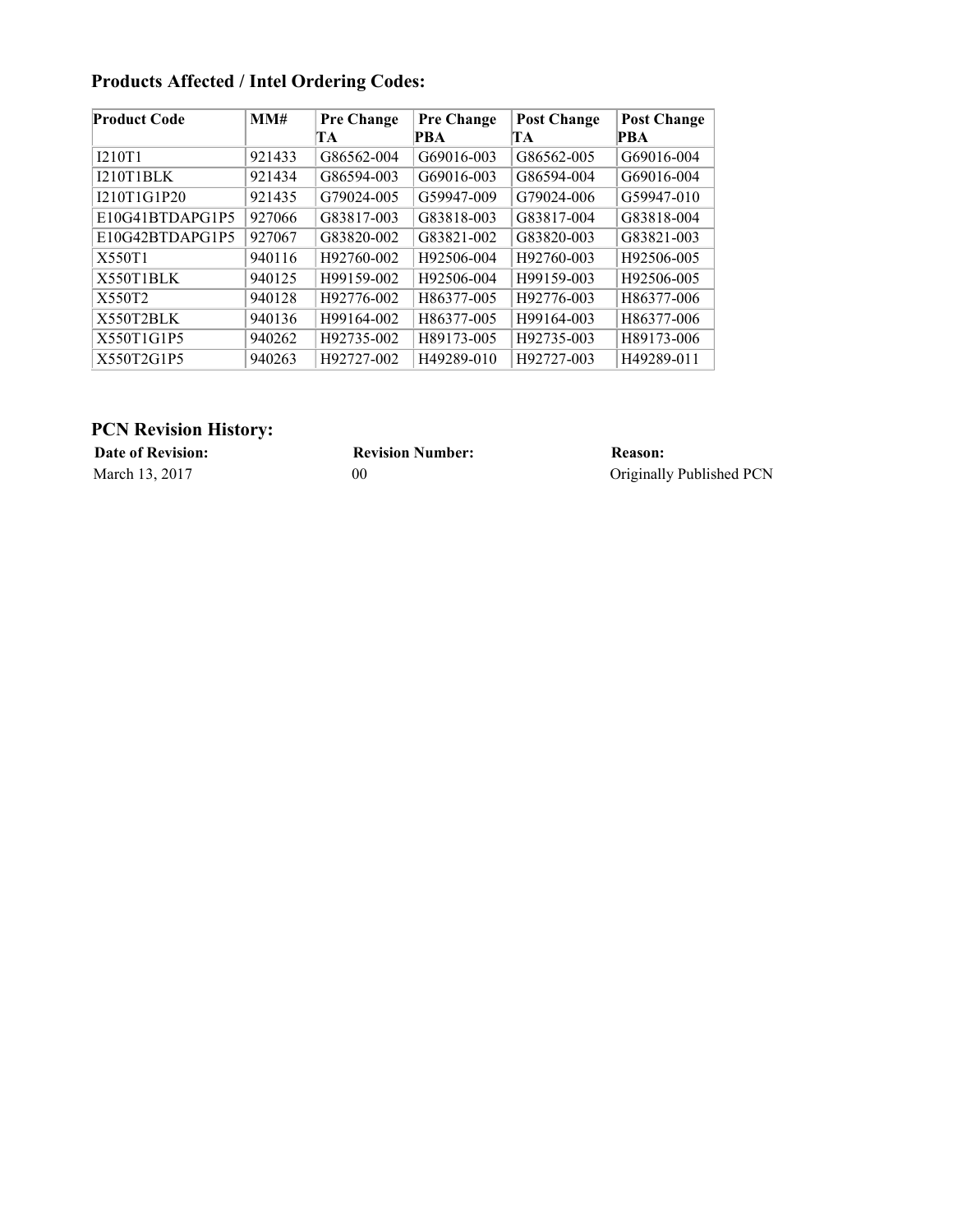## Products Affected / Intel Ordering Codes:

| Product Code | MM# | Pre Change TA | Pre Change PBA | Post Change TA | Post Change PBA |
|---|---|---|---|---|---|
| I210T1 | 921433 | G86562-004 | G69016-003 | G86562-005 | G69016-004 |
| I210T1BLK | 921434 | G86594-003 | G69016-003 | G86594-004 | G69016-004 |
| I210T1G1P20 | 921435 | G79024-005 | G59947-009 | G79024-006 | G59947-010 |
| E10G41BTDAPG1P5 | 927066 | G83817-003 | G83818-003 | G83817-004 | G83818-004 |
| E10G42BTDAPG1P5 | 927067 | G83820-002 | G83821-002 | G83820-003 | G83821-003 |
| X550T1 | 940116 | H92760-002 | H92506-004 | H92760-003 | H92506-005 |
| X550T1BLK | 940125 | H99159-002 | H92506-004 | H99159-003 | H92506-005 |
| X550T2 | 940128 | H92776-002 | H86377-005 | H92776-003 | H86377-006 |
| X550T2BLK | 940136 | H99164-002 | H86377-005 | H99164-003 | H86377-006 |
| X550T1G1P5 | 940262 | H92735-002 | H89173-005 | H92735-003 | H89173-006 |
| X550T2G1P5 | 940263 | H92727-002 | H49289-010 | H92727-003 | H49289-011 |

## PCN Revision History:

| Date of Revision: | Revision Number: | Reason: |
|---|---|---|
| March 13, 2017 | 00 | Originally Published PCN |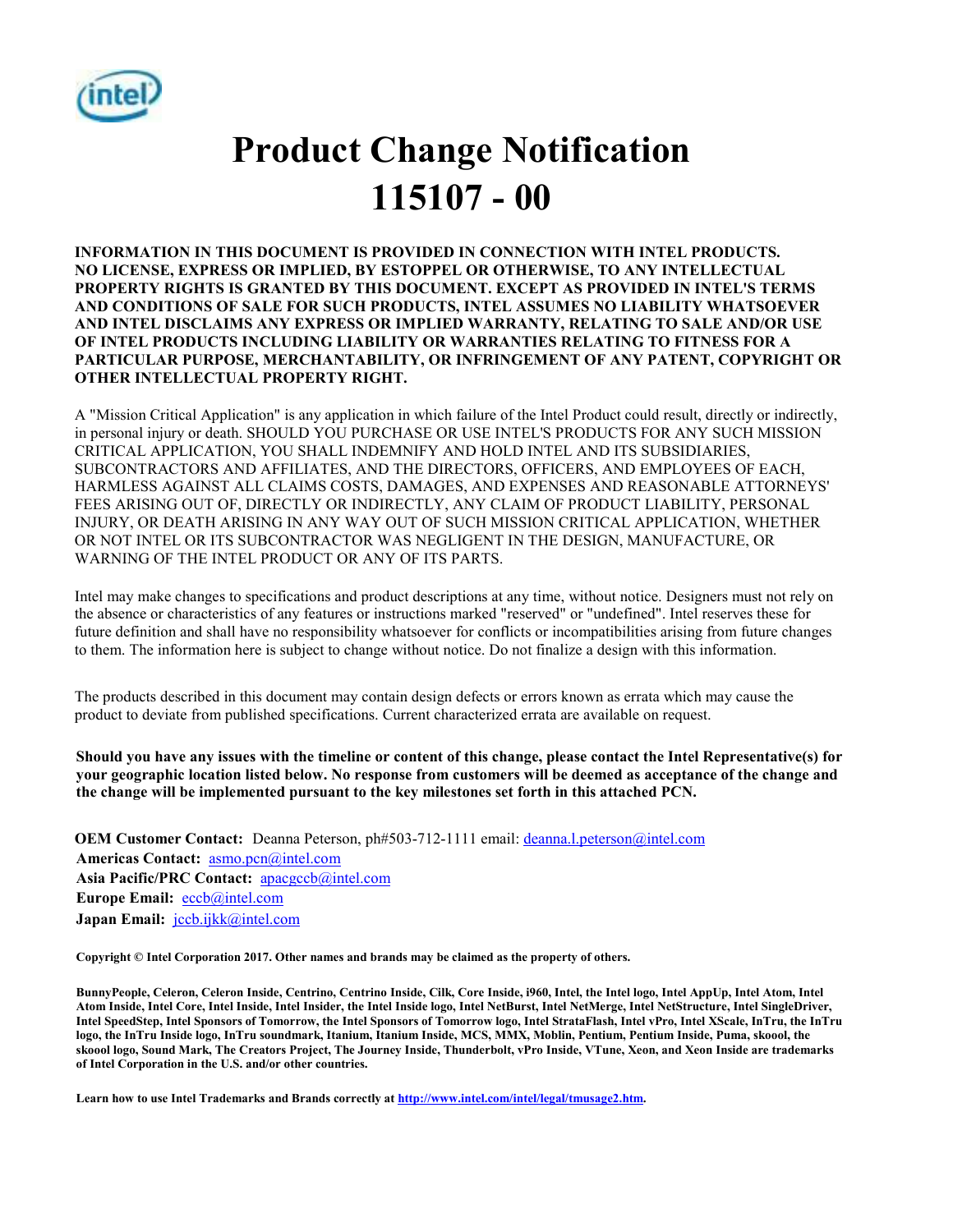# Product Change Notification
# 115107 - 00

**INFORMATION IN THIS DOCUMENT IS PROVIDED IN CONNECTION WITH INTEL PRODUCTS. NO LICENSE, EXPRESS OR IMPLIED, BY ESTOPPEL OR OTHERWISE, TO ANY INTELLECTUAL PROPERTY RIGHTS IS GRANTED BY THIS DOCUMENT. EXCEPT AS PROVIDED IN INTEL'S TERMS AND CONDITIONS OF SALE FOR SUCH PRODUCTS, INTEL ASSUMES NO LIABILITY WHATSOEVER AND INTEL DISCLAIMS ANY EXPRESS OR IMPLIED WARRANTY, RELATING TO SALE AND/OR USE OF INTEL PRODUCTS INCLUDING LIABILITY OR WARRANTIES RELATING TO FITNESS FOR A PARTICULAR PURPOSE, MERCHANTABILITY, OR INFRINGEMENT OF ANY PATENT, COPYRIGHT OR OTHER INTELLECTUAL PROPERTY RIGHT.**

A "Mission Critical Application" is any application in which failure of the Intel Product could result, directly or indirectly, in personal injury or death. SHOULD YOU PURCHASE OR USE INTEL'S PRODUCTS FOR ANY SUCH MISSION CRITICAL APPLICATION, YOU SHALL INDEMNIFY AND HOLD INTEL AND ITS SUBSIDIARIES, SUBCONTRACTORS AND AFFILIATES, AND THE DIRECTORS, OFFICERS, AND EMPLOYEES OF EACH, HARMLESS AGAINST ALL CLAIMS COSTS, DAMAGES, AND EXPENSES AND REASONABLE ATTORNEYS' FEES ARISING OUT OF, DIRECTLY OR INDIRECTLY, ANY CLAIM OF PRODUCT LIABILITY, PERSONAL INJURY, OR DEATH ARISING IN ANY WAY OUT OF SUCH MISSION CRITICAL APPLICATION, WHETHER OR NOT INTEL OR ITS SUBCONTRACTOR WAS NEGLIGENT IN THE DESIGN, MANUFACTURE, OR WARNING OF THE INTEL PRODUCT OR ANY OF ITS PARTS.

Intel may make changes to specifications and product descriptions at any time, without notice. Designers must not rely on the absence or characteristics of any features or instructions marked "reserved" or "undefined". Intel reserves these for future definition and shall have no responsibility whatsoever for conflicts or incompatibilities arising from future changes to them. The information here is subject to change without notice. Do not finalize a design with this information.

The products described in this document may contain design defects or errors known as errata which may cause the product to deviate from published specifications. Current characterized errata are available on request.

**Should you have any issues with the timeline or content of this change, please contact the Intel Representative(s) for your geographic location listed below. No response from customers will be deemed as acceptance of the change and the change will be implemented pursuant to the key milestones set forth in this attached PCN.**

**OEM Customer Contact:** Deanna Peterson, ph#503-712-1111 email: deanna.l.peterson@intel.com
**Americas Contact:** asmo.pcn@intel.com
**Asia Pacific/PRC Contact:** apacgccb@intel.com
**Europe Email:** eccb@intel.com
**Japan Email:** jccb.ijkk@intel.com

**Copyright © Intel Corporation 2017. Other names and brands may be claimed as the property of others.**

**BunnyPeople, Celeron, Celeron Inside, Centrino, Centrino Inside, Cilk, Core Inside, i960, Intel, the Intel logo, Intel AppUp, Intel Atom, Intel Atom Inside, Intel Core, Intel Inside, Intel Insider, the Intel Inside logo, Intel NetBurst, Intel NetMerge, Intel NetStructure, Intel SingleDriver, Intel SpeedStep, Intel Sponsors of Tomorrow, the Intel Sponsors of Tomorrow logo, Intel StrataFlash, Intel vPro, Intel XScale, InTru, the InTru logo, the InTru Inside logo, InTru soundmark, Itanium, Itanium Inside, MCS, MMX, Moblin, Pentium, Pentium Inside, Puma, skoool, the skoool logo, Sound Mark, The Creators Project, The Journey Inside, Thunderbolt, vPro Inside, VTune, Xeon, and Xeon Inside are trademarks of Intel Corporation in the U.S. and/or other countries.**

**Learn how to use Intel Trademarks and Brands correctly at http://www.intel.com/intel/legal/tmusage2.htm.**